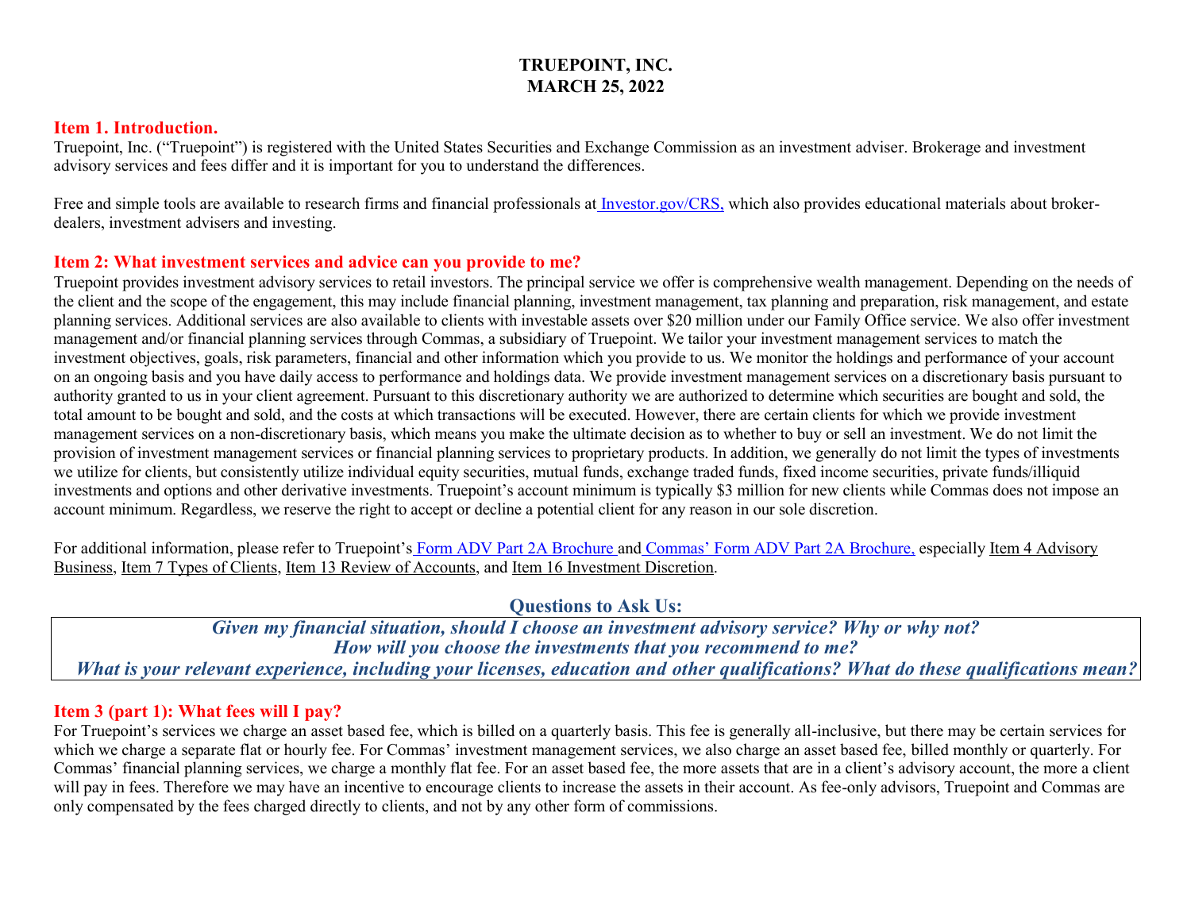# TRUEPOINT, INC.
# MARCH 25, 2022

## Item 1. Introduction.

Truepoint, Inc. ("Truepoint") is registered with the United States Securities and Exchange Commission as an investment adviser. Brokerage and investment advisory services and fees differ and it is important for you to understand the differences.

Free and simple tools are available to research firms and financial professionals at Investor.gov/CRS, which also provides educational materials about broker-dealers, investment advisers and investing.

## Item 2: What investment services and advice can you provide to me?

Truepoint provides investment advisory services to retail investors. The principal service we offer is comprehensive wealth management. Depending on the needs of the client and the scope of the engagement, this may include financial planning, investment management, tax planning and preparation, risk management, and estate planning services. Additional services are also available to clients with investable assets over $20 million under our Family Office service. We also offer investment management and/or financial planning services through Commas, a subsidiary of Truepoint. We tailor your investment management services to match the investment objectives, goals, risk parameters, financial and other information which you provide to us. We monitor the holdings and performance of your account on an ongoing basis and you have daily access to performance and holdings data. We provide investment management services on a discretionary basis pursuant to authority granted to us in your client agreement. Pursuant to this discretionary authority we are authorized to determine which securities are bought and sold, the total amount to be bought and sold, and the costs at which transactions will be executed. However, there are certain clients for which we provide investment management services on a non-discretionary basis, which means you make the ultimate decision as to whether to buy or sell an investment. We do not limit the provision of investment management services or financial planning services to proprietary products. In addition, we generally do not limit the types of investments we utilize for clients, but consistently utilize individual equity securities, mutual funds, exchange traded funds, fixed income securities, private funds/illiquid investments and options and other derivative investments. Truepoint's account minimum is typically $3 million for new clients while Commas does not impose an account minimum. Regardless, we reserve the right to accept or decline a potential client for any reason in our sole discretion.

For additional information, please refer to Truepoint's Form ADV Part 2A Brochure and Commas' Form ADV Part 2A Brochure, especially Item 4 Advisory Business, Item 7 Types of Clients, Item 13 Review of Accounts, and Item 16 Investment Discretion.

### Questions to Ask Us:

***Given my financial situation, should I choose an investment advisory service? Why or why not?***
***How will you choose the investments that you recommend to me?***
***What is your relevant experience, including your licenses, education and other qualifications? What do these qualifications mean?***

## Item 3 (part 1): What fees will I pay?

For Truepoint's services we charge an asset based fee, which is billed on a quarterly basis. This fee is generally all-inclusive, but there may be certain services for which we charge a separate flat or hourly fee. For Commas' investment management services, we also charge an asset based fee, billed monthly or quarterly. For Commas' financial planning services, we charge a monthly flat fee. For an asset based fee, the more assets that are in a client's advisory account, the more a client will pay in fees. Therefore we may have an incentive to encourage clients to increase the assets in their account. As fee-only advisors, Truepoint and Commas are only compensated by the fees charged directly to clients, and not by any other form of commissions.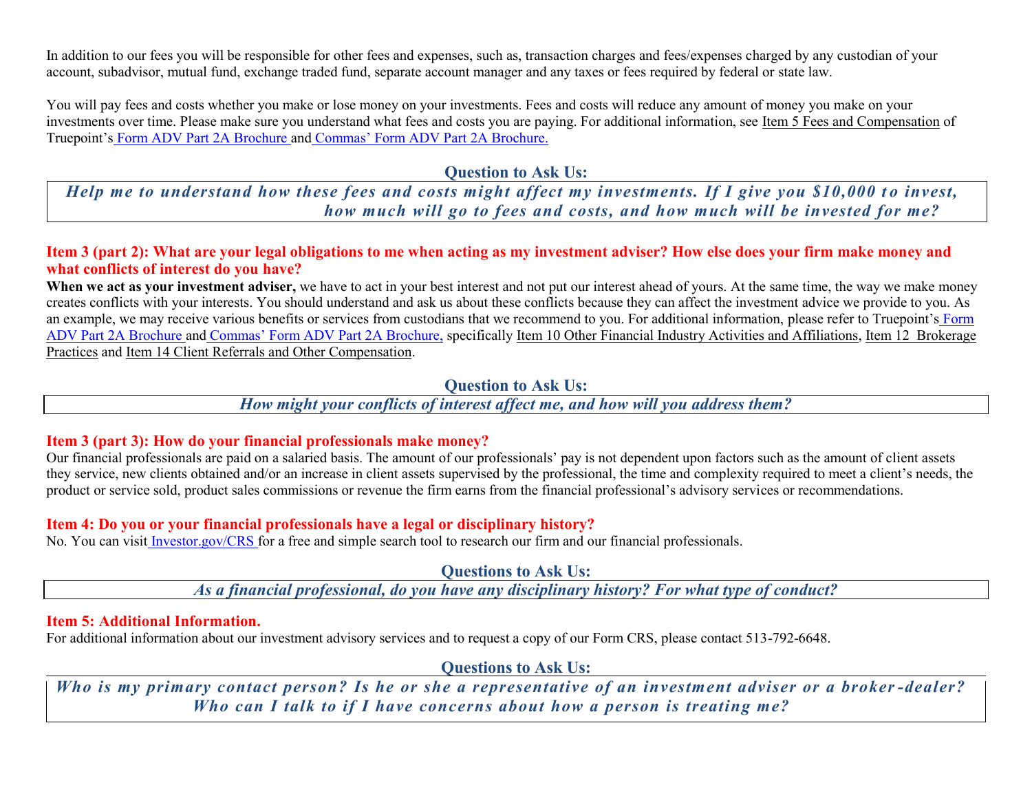In addition to our fees you will be responsible for other fees and expenses, such as, transaction charges and fees/expenses charged by any custodian of your account, subadvisor, mutual fund, exchange traded fund, separate account manager and any taxes or fees required by federal or state law.

You will pay fees and costs whether you make or lose money on your investments. Fees and costs will reduce any amount of money you make on your investments over time. Please make sure you understand what fees and costs you are paying. For additional information, see Item 5 Fees and Compensation of Truepoint's Form ADV Part 2A Brochure and Commas' Form ADV Part 2A Brochure.

**Question to Ask Us:**

***Help me to understand how these fees and costs might affect my investments. If I give you $10,000 to invest, how much will go to fees and costs, and how much will be invested for me?***

### Item 3 (part 2): What are your legal obligations to me when acting as my investment adviser? How else does your firm make money and what conflicts of interest do you have?

**When we act as your investment adviser,** we have to act in your best interest and not put our interest ahead of yours. At the same time, the way we make money creates conflicts with your interests. You should understand and ask us about these conflicts because they can affect the investment advice we provide to you. As an example, we may receive various benefits or services from custodians that we recommend to you. For additional information, please refer to Truepoint's Form ADV Part 2A Brochure and Commas' Form ADV Part 2A Brochure, specifically Item 10 Other Financial Industry Activities and Affiliations, Item 12 Brokerage Practices and Item 14 Client Referrals and Other Compensation.

**Question to Ask Us:**

***How might your conflicts of interest affect me, and how will you address them?***

### Item 3 (part 3): How do your financial professionals make money?

Our financial professionals are paid on a salaried basis. The amount of our professionals' pay is not dependent upon factors such as the amount of client assets they service, new clients obtained and/or an increase in client assets supervised by the professional, the time and complexity required to meet a client's needs, the product or service sold, product sales commissions or revenue the firm earns from the financial professional's advisory services or recommendations.

### Item 4: Do you or your financial professionals have a legal or disciplinary history?

No. You can visit Investor.gov/CRS for a free and simple search tool to research our firm and our financial professionals.

**Questions to Ask Us:**

***As a financial professional, do you have any disciplinary history? For what type of conduct?***

### Item 5: Additional Information.

For additional information about our investment advisory services and to request a copy of our Form CRS, please contact 513-792-6648.

**Questions to Ask Us:**

***Who is my primary contact person? Is he or she a representative of an investment adviser or a broker-dealer? Who can I talk to if I have concerns about how a person is treating me?***